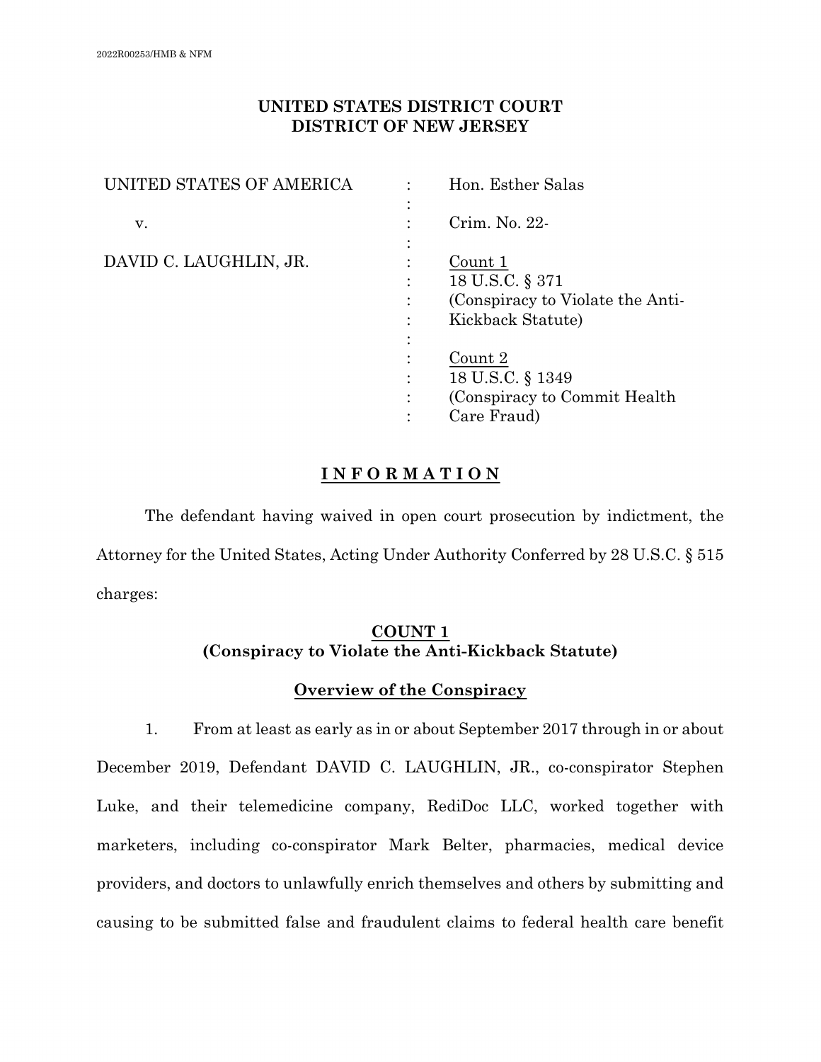2022R00253/HMB & NFM

**UNITED STATES DISTRICT COURT**
**DISTRICT OF NEW JERSEY**

| | | |
|---|---|---|
| UNITED STATES OF AMERICA | : | Hon. Esther Salas |
| | : | |
| v. | : | Crim. No. 22- |
| | : | |
| DAVID C. LAUGHLIN, JR. | : | Count 1 |
| | : | 18 U.S.C. § 371 |
| | : | (Conspiracy to Violate the Anti-Kickback Statute) |
| | : | |
| | : | Count 2 |
| | : | 18 U.S.C. § 1349 |
| | : | (Conspiracy to Commit Health Care Fraud) |

# I N F O R M A T I O N

The defendant having waived in open court prosecution by indictment, the Attorney for the United States, Acting Under Authority Conferred by 28 U.S.C. § 515 charges:

## COUNT 1
## (Conspiracy to Violate the Anti-Kickback Statute)

### Overview of the Conspiracy

1. From at least as early as in or about September 2017 through in or about December 2019, Defendant DAVID C. LAUGHLIN, JR., co-conspirator Stephen Luke, and their telemedicine company, RediDoc LLC, worked together with marketers, including co-conspirator Mark Belter, pharmacies, medical device providers, and doctors to unlawfully enrich themselves and others by submitting and causing to be submitted false and fraudulent claims to federal health care benefit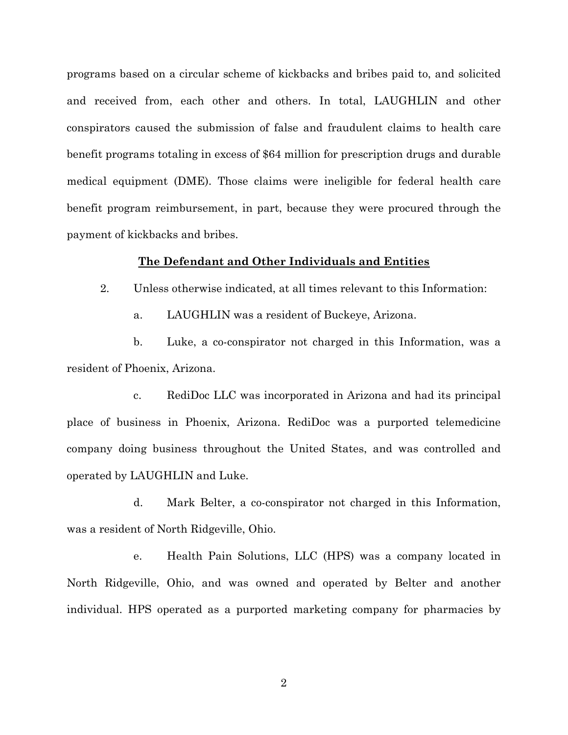programs based on a circular scheme of kickbacks and bribes paid to, and solicited and received from, each other and others. In total, LAUGHLIN and other conspirators caused the submission of false and fraudulent claims to health care benefit programs totaling in excess of $64 million for prescription drugs and durable medical equipment (DME). Those claims were ineligible for federal health care benefit program reimbursement, in part, because they were procured through the payment of kickbacks and bribes.

## The Defendant and Other Individuals and Entities

2. Unless otherwise indicated, at all times relevant to this Information:

   a. LAUGHLIN was a resident of Buckeye, Arizona.

   b. Luke, a co-conspirator not charged in this Information, was a resident of Phoenix, Arizona.

   c. RediDoc LLC was incorporated in Arizona and had its principal place of business in Phoenix, Arizona. RediDoc was a purported telemedicine company doing business throughout the United States, and was controlled and operated by LAUGHLIN and Luke.

   d. Mark Belter, a co-conspirator not charged in this Information, was a resident of North Ridgeville, Ohio.

   e. Health Pain Solutions, LLC (HPS) was a company located in North Ridgeville, Ohio, and was owned and operated by Belter and another individual. HPS operated as a purported marketing company for pharmacies by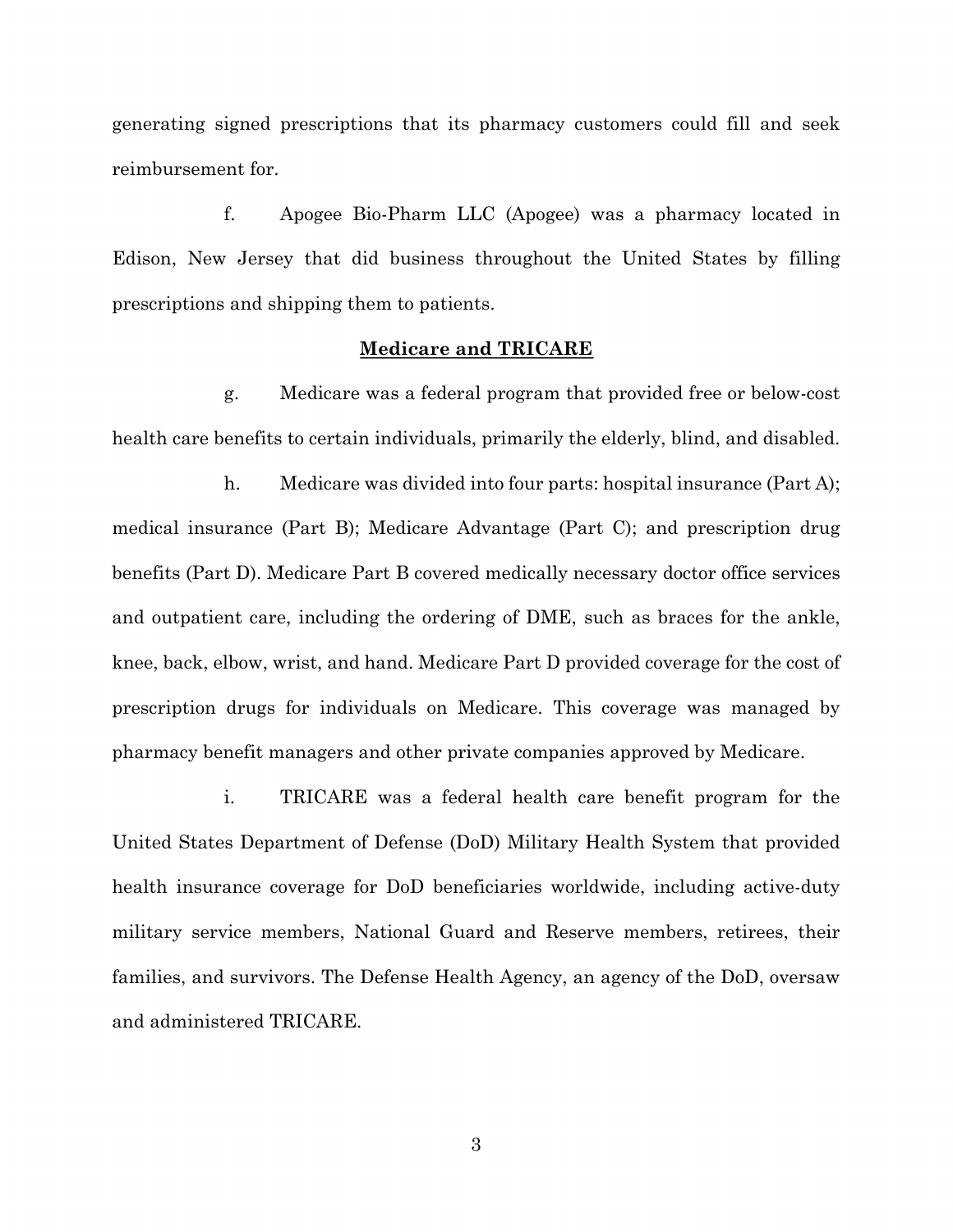generating signed prescriptions that its pharmacy customers could fill and seek reimbursement for.

f. Apogee Bio-Pharm LLC (Apogee) was a pharmacy located in Edison, New Jersey that did business throughout the United States by filling prescriptions and shipping them to patients.

**Medicare and TRICARE**

g. Medicare was a federal program that provided free or below-cost health care benefits to certain individuals, primarily the elderly, blind, and disabled.

h. Medicare was divided into four parts: hospital insurance (Part A); medical insurance (Part B); Medicare Advantage (Part C); and prescription drug benefits (Part D). Medicare Part B covered medically necessary doctor office services and outpatient care, including the ordering of DME, such as braces for the ankle, knee, back, elbow, wrist, and hand. Medicare Part D provided coverage for the cost of prescription drugs for individuals on Medicare. This coverage was managed by pharmacy benefit managers and other private companies approved by Medicare.

i. TRICARE was a federal health care benefit program for the United States Department of Defense (DoD) Military Health System that provided health insurance coverage for DoD beneficiaries worldwide, including active-duty military service members, National Guard and Reserve members, retirees, their families, and survivors. The Defense Health Agency, an agency of the DoD, oversaw and administered TRICARE.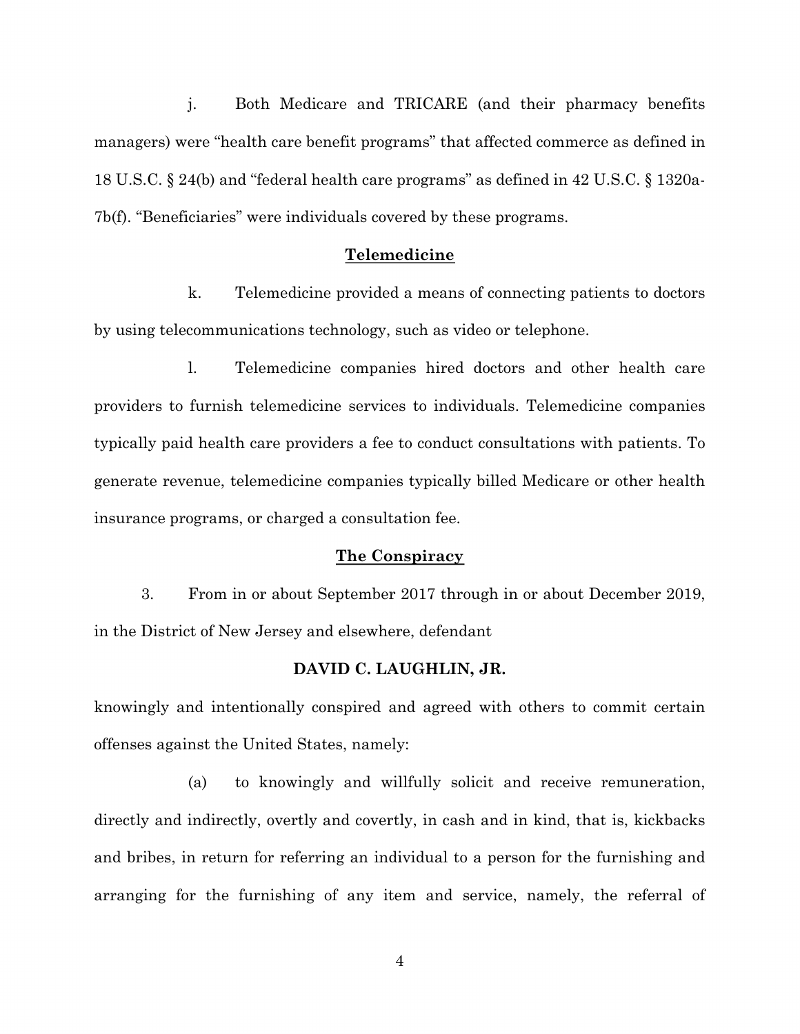j. Both Medicare and TRICARE (and their pharmacy benefits managers) were "health care benefit programs" that affected commerce as defined in 18 U.S.C. § 24(b) and "federal health care programs" as defined in 42 U.S.C. § 1320a-7b(f). "Beneficiaries" were individuals covered by these programs.

## Telemedicine

k. Telemedicine provided a means of connecting patients to doctors by using telecommunications technology, such as video or telephone.

l. Telemedicine companies hired doctors and other health care providers to furnish telemedicine services to individuals. Telemedicine companies typically paid health care providers a fee to conduct consultations with patients. To generate revenue, telemedicine companies typically billed Medicare or other health insurance programs, or charged a consultation fee.

## The Conspiracy

3. From in or about September 2017 through in or about December 2019, in the District of New Jersey and elsewhere, defendant

**DAVID C. LAUGHLIN, JR.**

knowingly and intentionally conspired and agreed with others to commit certain offenses against the United States, namely:

(a) to knowingly and willfully solicit and receive remuneration, directly and indirectly, overtly and covertly, in cash and in kind, that is, kickbacks and bribes, in return for referring an individual to a person for the furnishing and arranging for the furnishing of any item and service, namely, the referral of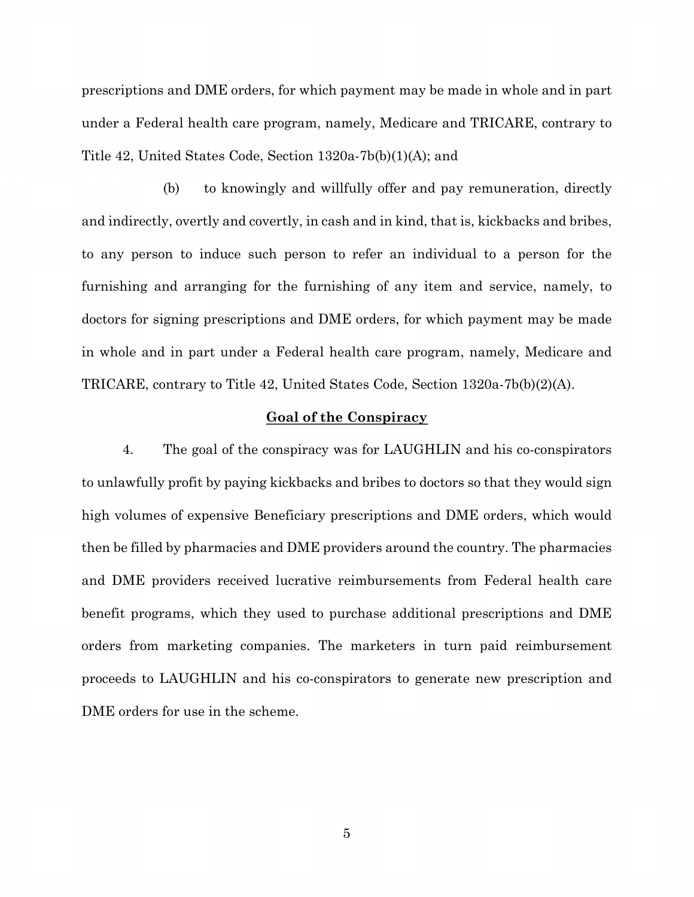prescriptions and DME orders, for which payment may be made in whole and in part under a Federal health care program, namely, Medicare and TRICARE, contrary to Title 42, United States Code, Section 1320a-7b(b)(1)(A); and

(b) to knowingly and willfully offer and pay remuneration, directly and indirectly, overtly and covertly, in cash and in kind, that is, kickbacks and bribes, to any person to induce such person to refer an individual to a person for the furnishing and arranging for the furnishing of any item and service, namely, to doctors for signing prescriptions and DME orders, for which payment may be made in whole and in part under a Federal health care program, namely, Medicare and TRICARE, contrary to Title 42, United States Code, Section 1320a-7b(b)(2)(A).

## Goal of the Conspiracy

4. The goal of the conspiracy was for LAUGHLIN and his co-conspirators to unlawfully profit by paying kickbacks and bribes to doctors so that they would sign high volumes of expensive Beneficiary prescriptions and DME orders, which would then be filled by pharmacies and DME providers around the country. The pharmacies and DME providers received lucrative reimbursements from Federal health care benefit programs, which they used to purchase additional prescriptions and DME orders from marketing companies. The marketers in turn paid reimbursement proceeds to LAUGHLIN and his co-conspirators to generate new prescription and DME orders for use in the scheme.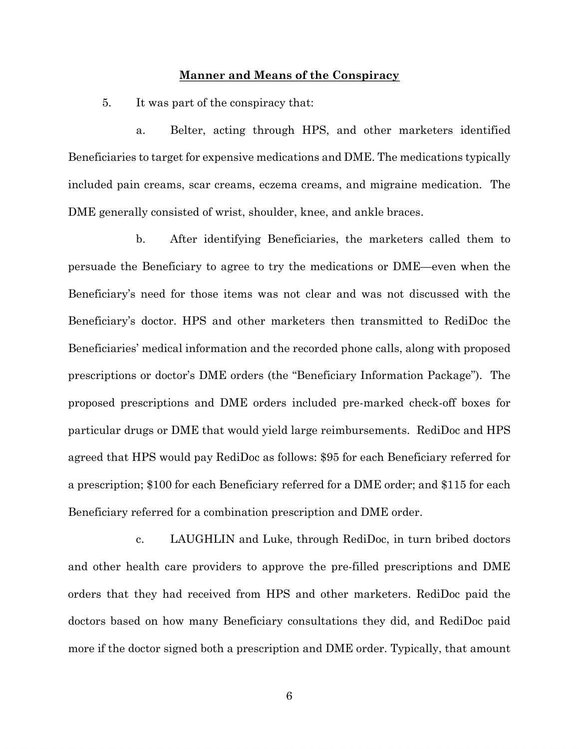## Manner and Means of the Conspiracy

5. It was part of the conspiracy that:

a. Belter, acting through HPS, and other marketers identified Beneficiaries to target for expensive medications and DME. The medications typically included pain creams, scar creams, eczema creams, and migraine medication. The DME generally consisted of wrist, shoulder, knee, and ankle braces.

b. After identifying Beneficiaries, the marketers called them to persuade the Beneficiary to agree to try the medications or DME—even when the Beneficiary's need for those items was not clear and was not discussed with the Beneficiary's doctor. HPS and other marketers then transmitted to RediDoc the Beneficiaries' medical information and the recorded phone calls, along with proposed prescriptions or doctor's DME orders (the "Beneficiary Information Package"). The proposed prescriptions and DME orders included pre-marked check-off boxes for particular drugs or DME that would yield large reimbursements. RediDoc and HPS agreed that HPS would pay RediDoc as follows: $95 for each Beneficiary referred for a prescription; $100 for each Beneficiary referred for a DME order; and $115 for each Beneficiary referred for a combination prescription and DME order.

c. LAUGHLIN and Luke, through RediDoc, in turn bribed doctors and other health care providers to approve the pre-filled prescriptions and DME orders that they had received from HPS and other marketers. RediDoc paid the doctors based on how many Beneficiary consultations they did, and RediDoc paid more if the doctor signed both a prescription and DME order. Typically, that amount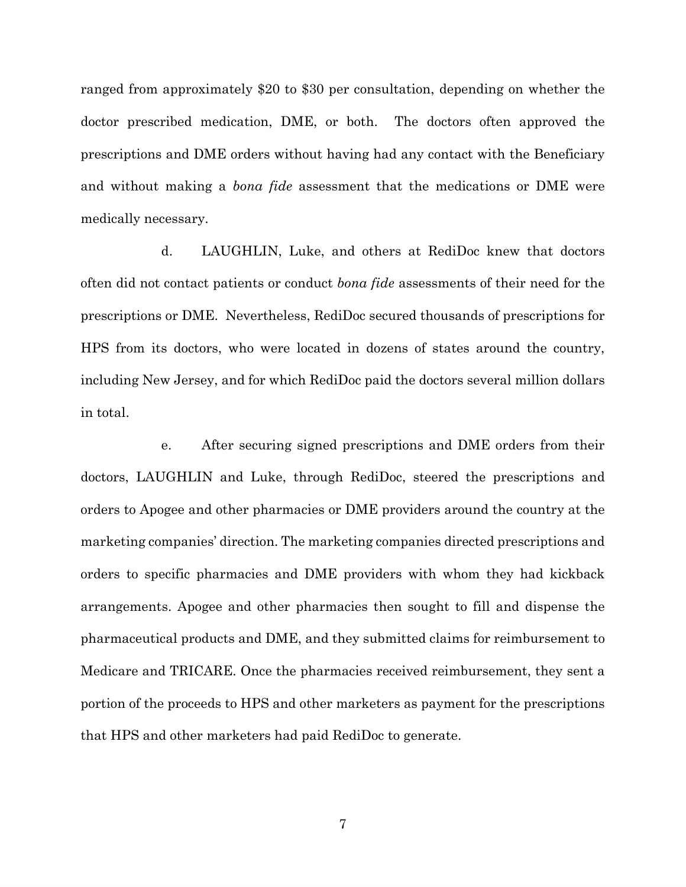ranged from approximately $20 to $30 per consultation, depending on whether the doctor prescribed medication, DME, or both. The doctors often approved the prescriptions and DME orders without having had any contact with the Beneficiary and without making a *bona fide* assessment that the medications or DME were medically necessary.

d. LAUGHLIN, Luke, and others at RediDoc knew that doctors often did not contact patients or conduct *bona fide* assessments of their need for the prescriptions or DME. Nevertheless, RediDoc secured thousands of prescriptions for HPS from its doctors, who were located in dozens of states around the country, including New Jersey, and for which RediDoc paid the doctors several million dollars in total.

e. After securing signed prescriptions and DME orders from their doctors, LAUGHLIN and Luke, through RediDoc, steered the prescriptions and orders to Apogee and other pharmacies or DME providers around the country at the marketing companies' direction. The marketing companies directed prescriptions and orders to specific pharmacies and DME providers with whom they had kickback arrangements. Apogee and other pharmacies then sought to fill and dispense the pharmaceutical products and DME, and they submitted claims for reimbursement to Medicare and TRICARE. Once the pharmacies received reimbursement, they sent a portion of the proceeds to HPS and other marketers as payment for the prescriptions that HPS and other marketers had paid RediDoc to generate.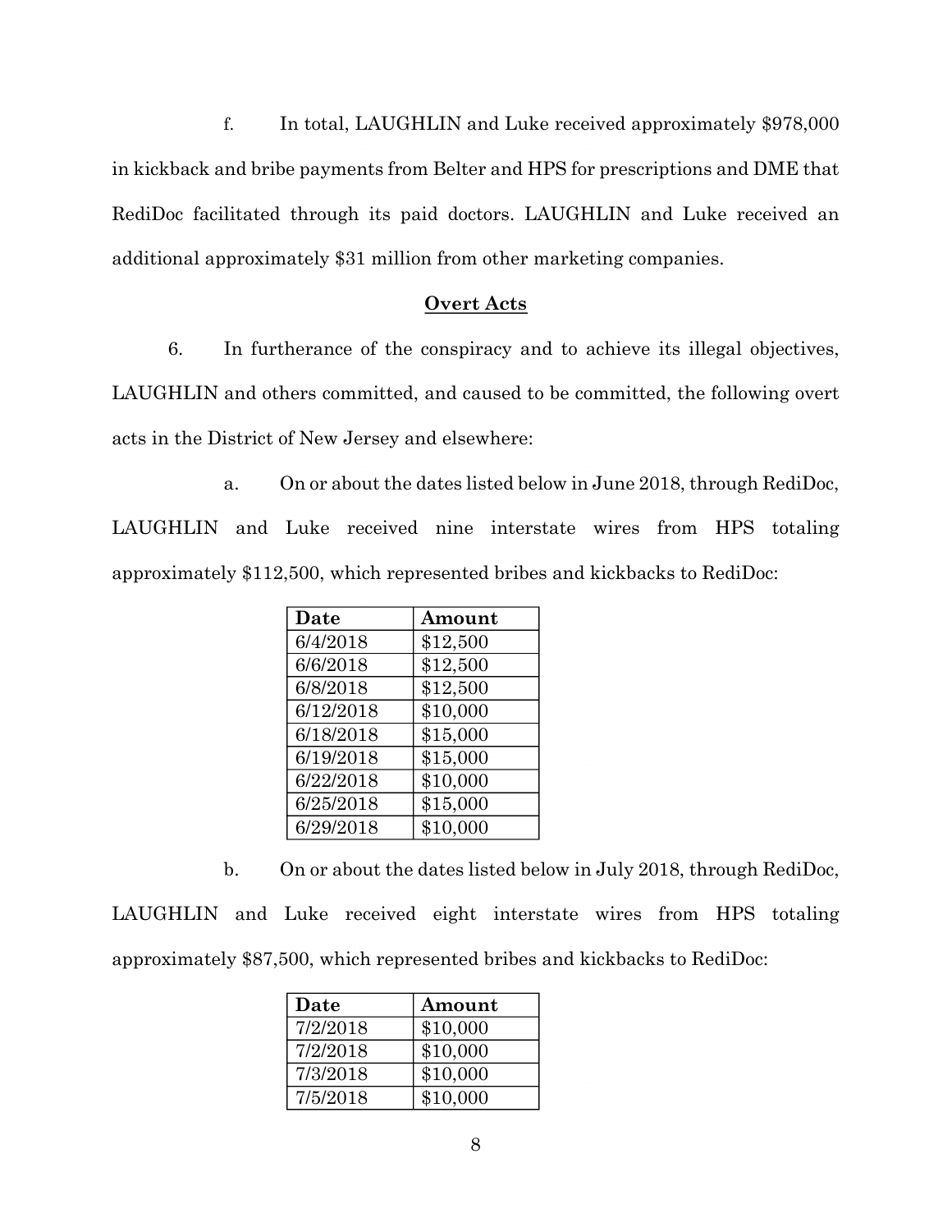f. In total, LAUGHLIN and Luke received approximately $978,000 in kickback and bribe payments from Belter and HPS for prescriptions and DME that RediDoc facilitated through its paid doctors. LAUGHLIN and Luke received an additional approximately $31 million from other marketing companies.

**Overt Acts**

6. In furtherance of the conspiracy and to achieve its illegal objectives, LAUGHLIN and others committed, and caused to be committed, the following overt acts in the District of New Jersey and elsewhere:

a. On or about the dates listed below in June 2018, through RediDoc, LAUGHLIN and Luke received nine interstate wires from HPS totaling approximately $112,500, which represented bribes and kickbacks to RediDoc:

| Date | Amount |
|---|---|
| 6/4/2018 | $12,500 |
| 6/6/2018 | $12,500 |
| 6/8/2018 | $12,500 |
| 6/12/2018 | $10,000 |
| 6/18/2018 | $15,000 |
| 6/19/2018 | $15,000 |
| 6/22/2018 | $10,000 |
| 6/25/2018 | $15,000 |
| 6/29/2018 | $10,000 |

b. On or about the dates listed below in July 2018, through RediDoc, LAUGHLIN and Luke received eight interstate wires from HPS totaling approximately $87,500, which represented bribes and kickbacks to RediDoc:

| Date | Amount |
|---|---|
| 7/2/2018 | $10,000 |
| 7/2/2018 | $10,000 |
| 7/3/2018 | $10,000 |
| 7/5/2018 | $10,000 |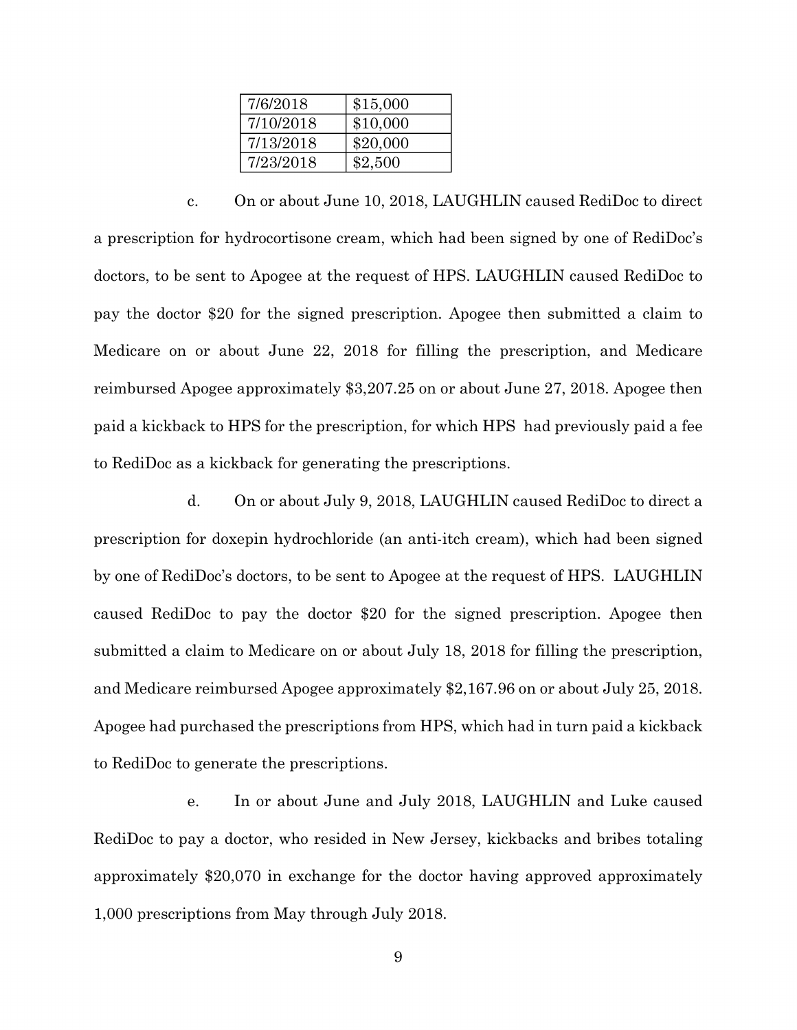| 7/6/2018 | $15,000 |
|---|---|
| 7/10/2018 | $10,000 |
| 7/13/2018 | $20,000 |
| 7/23/2018 | $2,500 |

c. On or about June 10, 2018, LAUGHLIN caused RediDoc to direct a prescription for hydrocortisone cream, which had been signed by one of RediDoc's doctors, to be sent to Apogee at the request of HPS. LAUGHLIN caused RediDoc to pay the doctor $20 for the signed prescription. Apogee then submitted a claim to Medicare on or about June 22, 2018 for filling the prescription, and Medicare reimbursed Apogee approximately $3,207.25 on or about June 27, 2018. Apogee then paid a kickback to HPS for the prescription, for which HPS had previously paid a fee to RediDoc as a kickback for generating the prescriptions.

d. On or about July 9, 2018, LAUGHLIN caused RediDoc to direct a prescription for doxepin hydrochloride (an anti-itch cream), which had been signed by one of RediDoc's doctors, to be sent to Apogee at the request of HPS. LAUGHLIN caused RediDoc to pay the doctor $20 for the signed prescription. Apogee then submitted a claim to Medicare on or about July 18, 2018 for filling the prescription, and Medicare reimbursed Apogee approximately $2,167.96 on or about July 25, 2018. Apogee had purchased the prescriptions from HPS, which had in turn paid a kickback to RediDoc to generate the prescriptions.

e. In or about June and July 2018, LAUGHLIN and Luke caused RediDoc to pay a doctor, who resided in New Jersey, kickbacks and bribes totaling approximately $20,070 in exchange for the doctor having approved approximately 1,000 prescriptions from May through July 2018.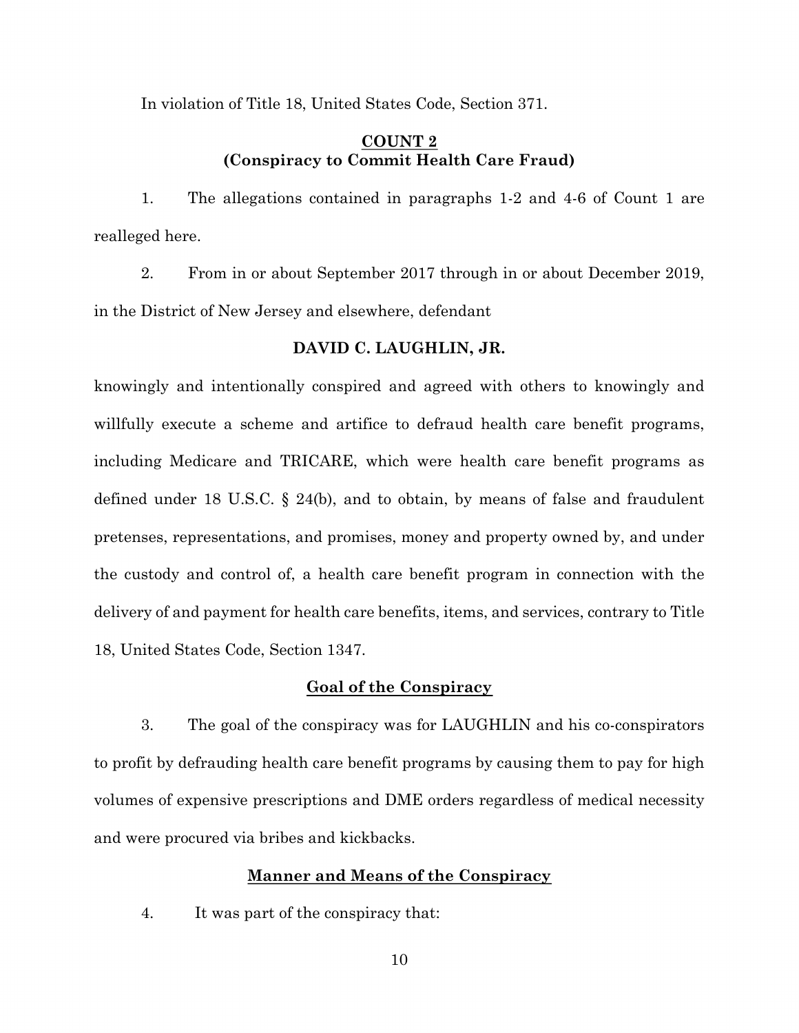In violation of Title 18, United States Code, Section 371.

**COUNT 2**
**(Conspiracy to Commit Health Care Fraud)**

1. The allegations contained in paragraphs 1-2 and 4-6 of Count 1 are realleged here.

2. From in or about September 2017 through in or about December 2019, in the District of New Jersey and elsewhere, defendant

**DAVID C. LAUGHLIN, JR.**

knowingly and intentionally conspired and agreed with others to knowingly and willfully execute a scheme and artifice to defraud health care benefit programs, including Medicare and TRICARE, which were health care benefit programs as defined under 18 U.S.C. § 24(b), and to obtain, by means of false and fraudulent pretenses, representations, and promises, money and property owned by, and under the custody and control of, a health care benefit program in connection with the delivery of and payment for health care benefits, items, and services, contrary to Title 18, United States Code, Section 1347.

**Goal of the Conspiracy**

3. The goal of the conspiracy was for LAUGHLIN and his co-conspirators to profit by defrauding health care benefit programs by causing them to pay for high volumes of expensive prescriptions and DME orders regardless of medical necessity and were procured via bribes and kickbacks.

**Manner and Means of the Conspiracy**

4. It was part of the conspiracy that: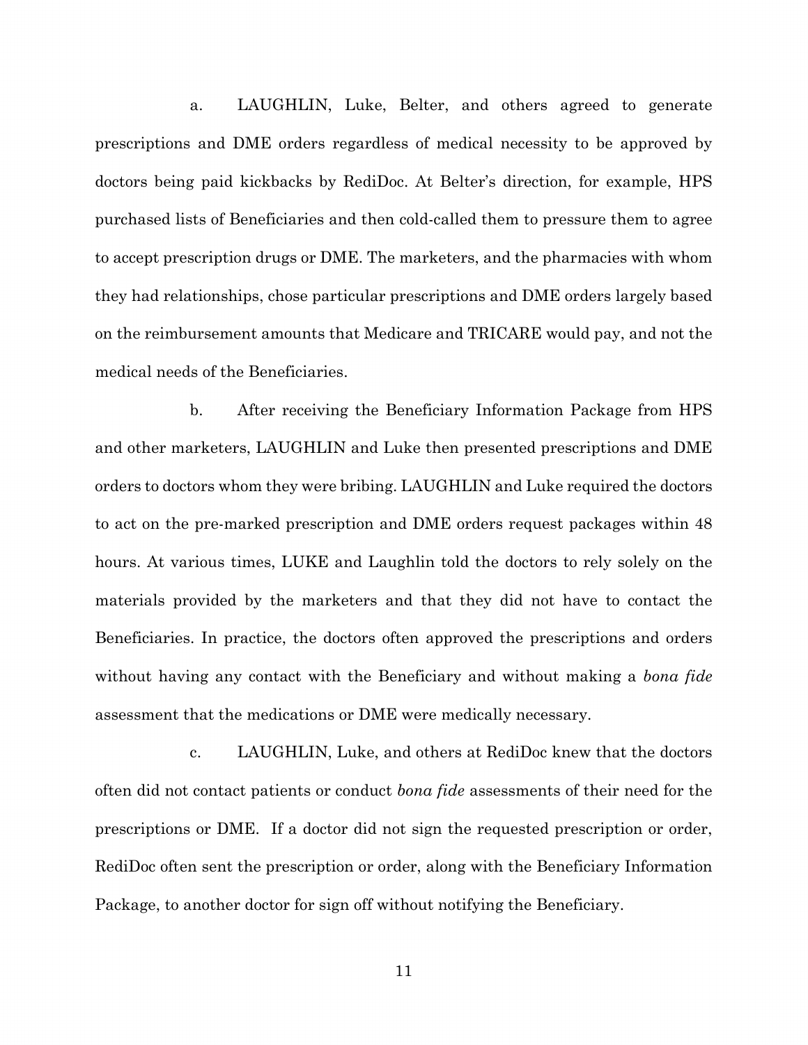a. LAUGHLIN, Luke, Belter, and others agreed to generate prescriptions and DME orders regardless of medical necessity to be approved by doctors being paid kickbacks by RediDoc. At Belter's direction, for example, HPS purchased lists of Beneficiaries and then cold-called them to pressure them to agree to accept prescription drugs or DME. The marketers, and the pharmacies with whom they had relationships, chose particular prescriptions and DME orders largely based on the reimbursement amounts that Medicare and TRICARE would pay, and not the medical needs of the Beneficiaries.

b. After receiving the Beneficiary Information Package from HPS and other marketers, LAUGHLIN and Luke then presented prescriptions and DME orders to doctors whom they were bribing. LAUGHLIN and Luke required the doctors to act on the pre-marked prescription and DME orders request packages within 48 hours. At various times, LUKE and Laughlin told the doctors to rely solely on the materials provided by the marketers and that they did not have to contact the Beneficiaries. In practice, the doctors often approved the prescriptions and orders without having any contact with the Beneficiary and without making a *bona fide* assessment that the medications or DME were medically necessary.

c. LAUGHLIN, Luke, and others at RediDoc knew that the doctors often did not contact patients or conduct *bona fide* assessments of their need for the prescriptions or DME. If a doctor did not sign the requested prescription or order, RediDoc often sent the prescription or order, along with the Beneficiary Information Package, to another doctor for sign off without notifying the Beneficiary.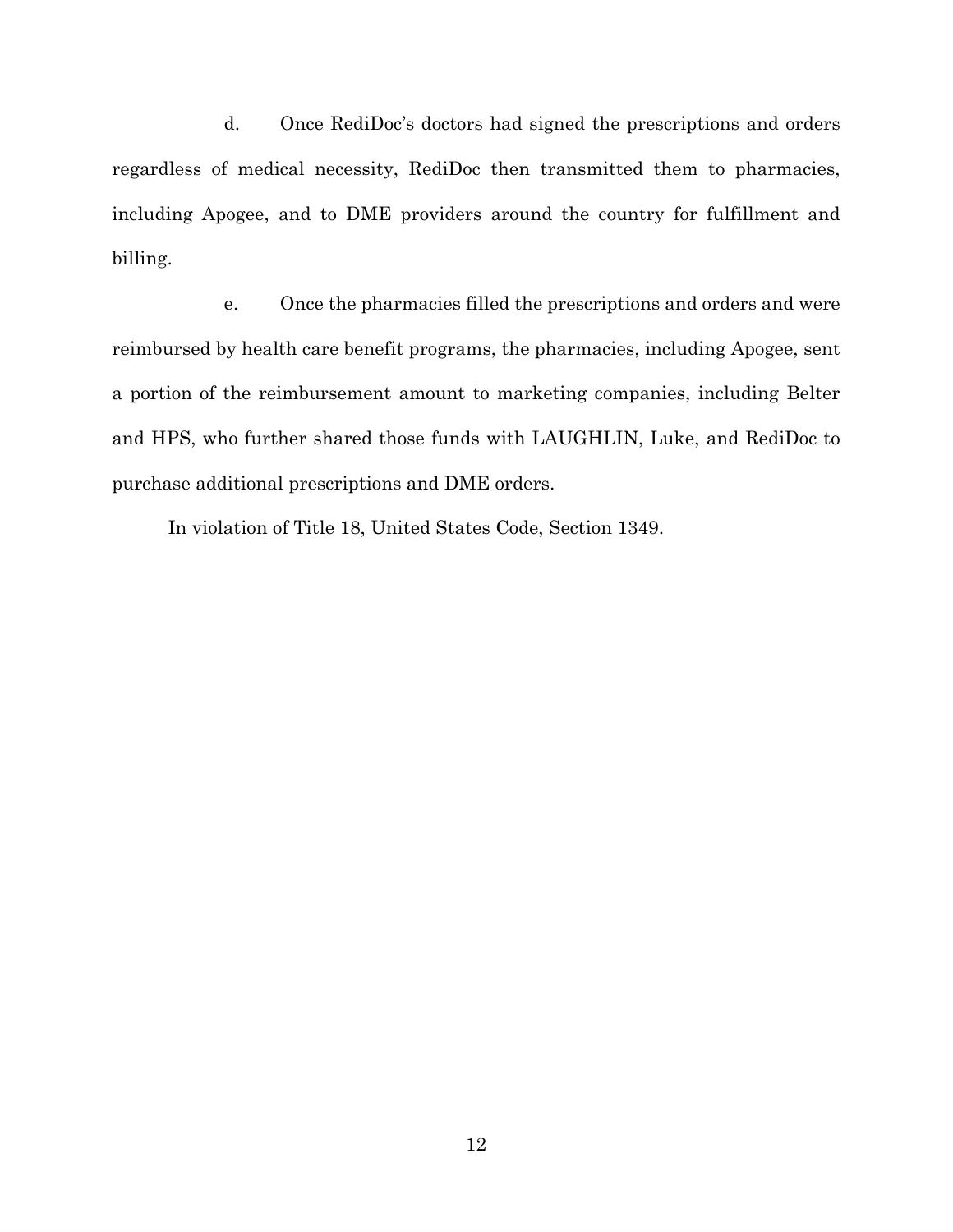d. Once RediDoc's doctors had signed the prescriptions and orders regardless of medical necessity, RediDoc then transmitted them to pharmacies, including Apogee, and to DME providers around the country for fulfillment and billing.

e. Once the pharmacies filled the prescriptions and orders and were reimbursed by health care benefit programs, the pharmacies, including Apogee, sent a portion of the reimbursement amount to marketing companies, including Belter and HPS, who further shared those funds with LAUGHLIN, Luke, and RediDoc to purchase additional prescriptions and DME orders.

In violation of Title 18, United States Code, Section 1349.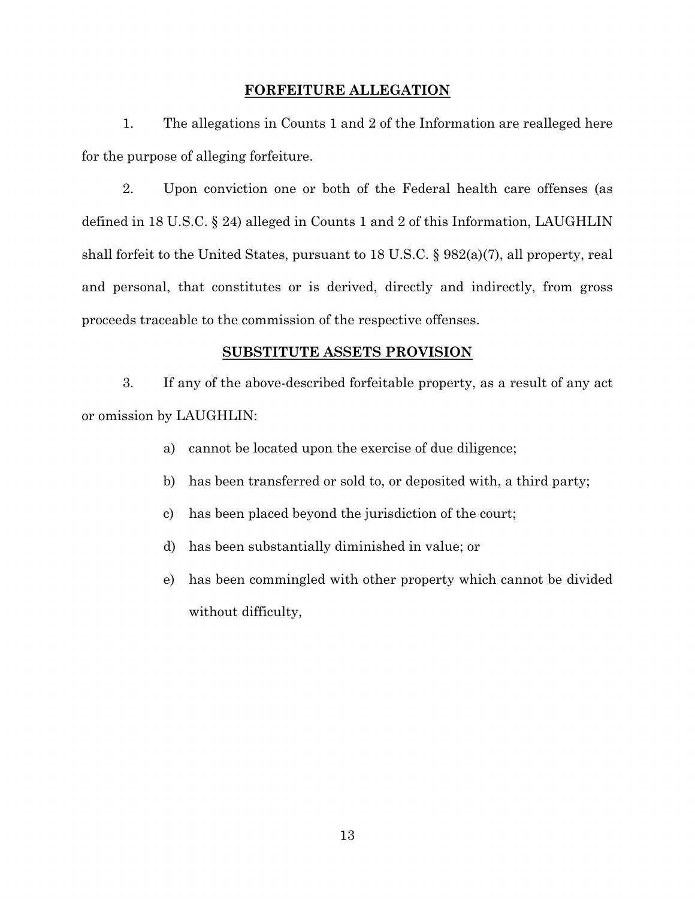## FORFEITURE ALLEGATION

1. The allegations in Counts 1 and 2 of the Information are realleged here for the purpose of alleging forfeiture.

2. Upon conviction one or both of the Federal health care offenses (as defined in 18 U.S.C. § 24) alleged in Counts 1 and 2 of this Information, LAUGHLIN shall forfeit to the United States, pursuant to 18 U.S.C. § 982(a)(7), all property, real and personal, that constitutes or is derived, directly and indirectly, from gross proceeds traceable to the commission of the respective offenses.

## SUBSTITUTE ASSETS PROVISION

3. If any of the above-described forfeitable property, as a result of any act or omission by LAUGHLIN:

   a) cannot be located upon the exercise of due diligence;

   b) has been transferred or sold to, or deposited with, a third party;

   c) has been placed beyond the jurisdiction of the court;

   d) has been substantially diminished in value; or

   e) has been commingled with other property which cannot be divided without difficulty,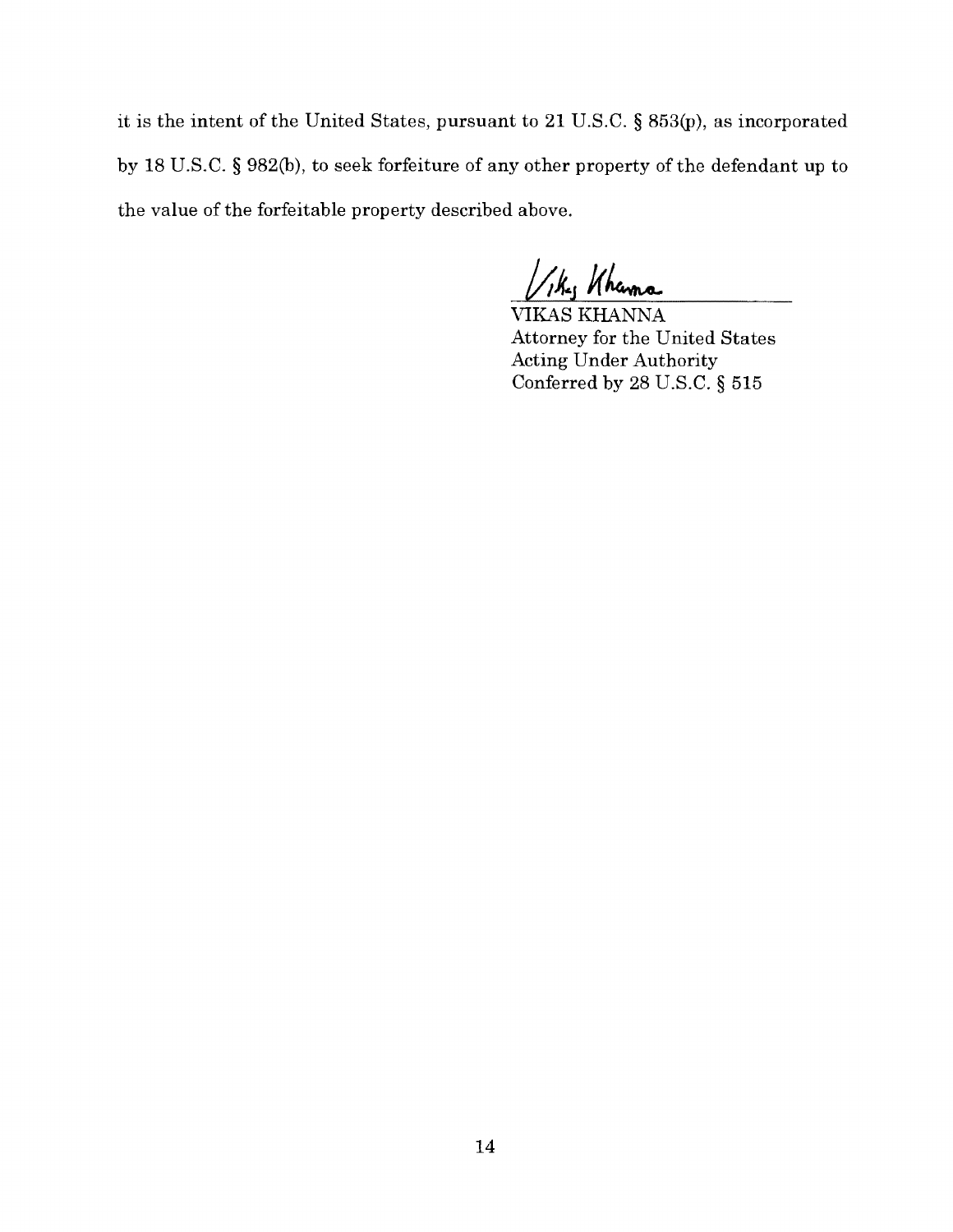it is the intent of the United States, pursuant to 21 U.S.C. § 853(p), as incorporated by 18 U.S.C. § 982(b), to seek forfeiture of any other property of the defendant up to the value of the forfeitable property described above.

Vikas Khanna

VIKAS KHANNA  
Attorney for the United States  
Acting Under Authority  
Conferred by 28 U.S.C. § 515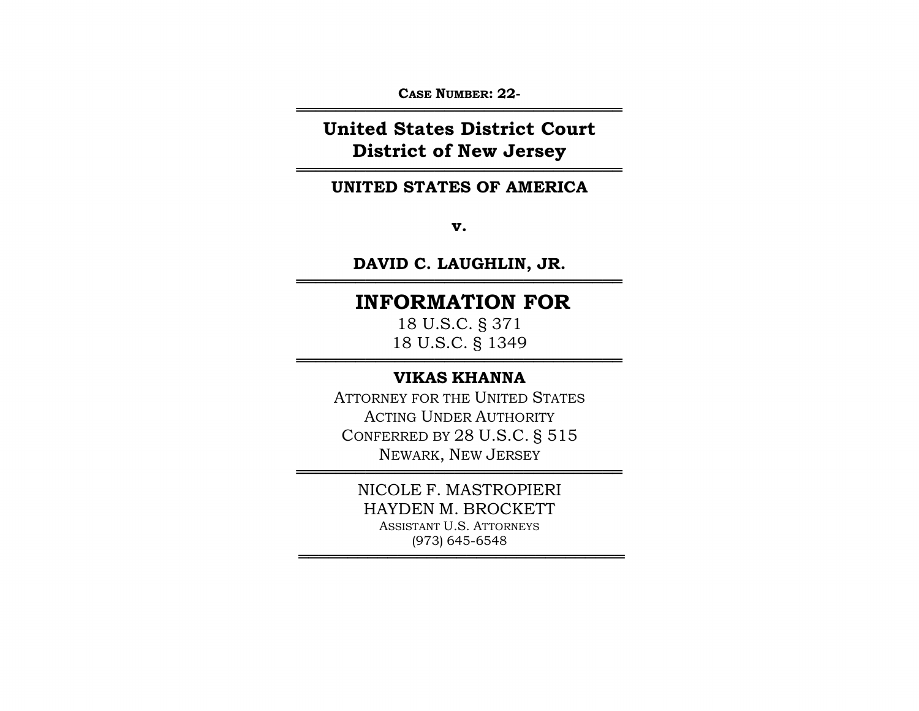**CASE NUMBER: 22-**

---

## United States District Court
## District of New Jersey

---

**UNITED STATES OF AMERICA**

**v.**

**DAVID C. LAUGHLIN, JR.**

---

# INFORMATION FOR

18 U.S.C. § 371
18 U.S.C. § 1349

---

**VIKAS KHANNA**

ATTORNEY FOR THE UNITED STATES
ACTING UNDER AUTHORITY
CONFERRED BY 28 U.S.C. § 515
NEWARK, NEW JERSEY

---

NICOLE F. MASTROPIERI
HAYDEN M. BROCKETT
ASSISTANT U.S. ATTORNEYS
(973) 645-6548

---